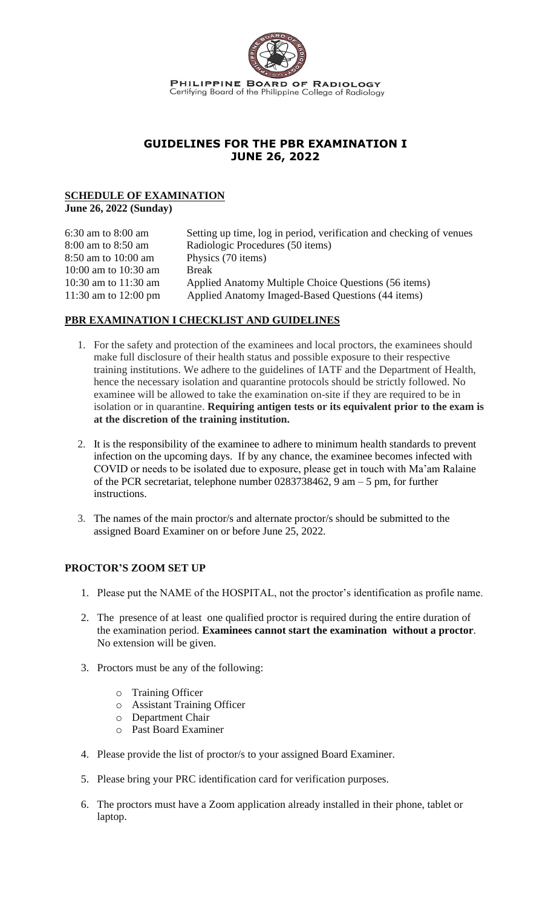PHILIPPINE BOARD OF RADIOLOGY
Certifying Board of the Philippine College of Radiology

# GUIDELINES FOR THE PBR EXAMINATION I
# JUNE 26, 2022

## SCHEDULE OF EXAMINATION

**June 26, 2022 (Sunday)**

| | |
|---|---|
| 6:30 am to 8:00 am | Setting up time, log in period, verification and checking of venues |
| 8:00 am to 8:50 am | Radiologic Procedures (50 items) |
| 8:50 am to 10:00 am | Physics (70 items) |
| 10:00 am to 10:30 am | Break |
| 10:30 am to 11:30 am | Applied Anatomy Multiple Choice Questions (56 items) |
| 11:30 am to 12:00 pm | Applied Anatomy Imaged-Based Questions (44 items) |

## PBR EXAMINATION I CHECKLIST AND GUIDELINES

1. For the safety and protection of the examinees and local proctors, the examinees should make full disclosure of their health status and possible exposure to their respective training institutions. We adhere to the guidelines of IATF and the Department of Health, hence the necessary isolation and quarantine protocols should be strictly followed. No examinee will be allowed to take the examination on-site if they are required to be in isolation or in quarantine. **Requiring antigen tests or its equivalent prior to the exam is at the discretion of the training institution.**

2. It is the responsibility of the examinee to adhere to minimum health standards to prevent infection on the upcoming days. If by any chance, the examinee becomes infected with COVID or needs to be isolated due to exposure, please get in touch with Ma'am Ralaine of the PCR secretariat, telephone number 0283738462, 9 am – 5 pm, for further instructions.

3. The names of the main proctor/s and alternate proctor/s should be submitted to the assigned Board Examiner on or before June 25, 2022.

## PROCTOR'S ZOOM SET UP

1. Please put the NAME of the HOSPITAL, not the proctor's identification as profile name.

2. The presence of at least one qualified proctor is required during the entire duration of the examination period. **Examinees cannot start the examination without a proctor**. No extension will be given.

3. Proctors must be any of the following:
   - Training Officer
   - Assistant Training Officer
   - Department Chair
   - Past Board Examiner

4. Please provide the list of proctor/s to your assigned Board Examiner.

5. Please bring your PRC identification card for verification purposes.

6. The proctors must have a Zoom application already installed in their phone, tablet or laptop.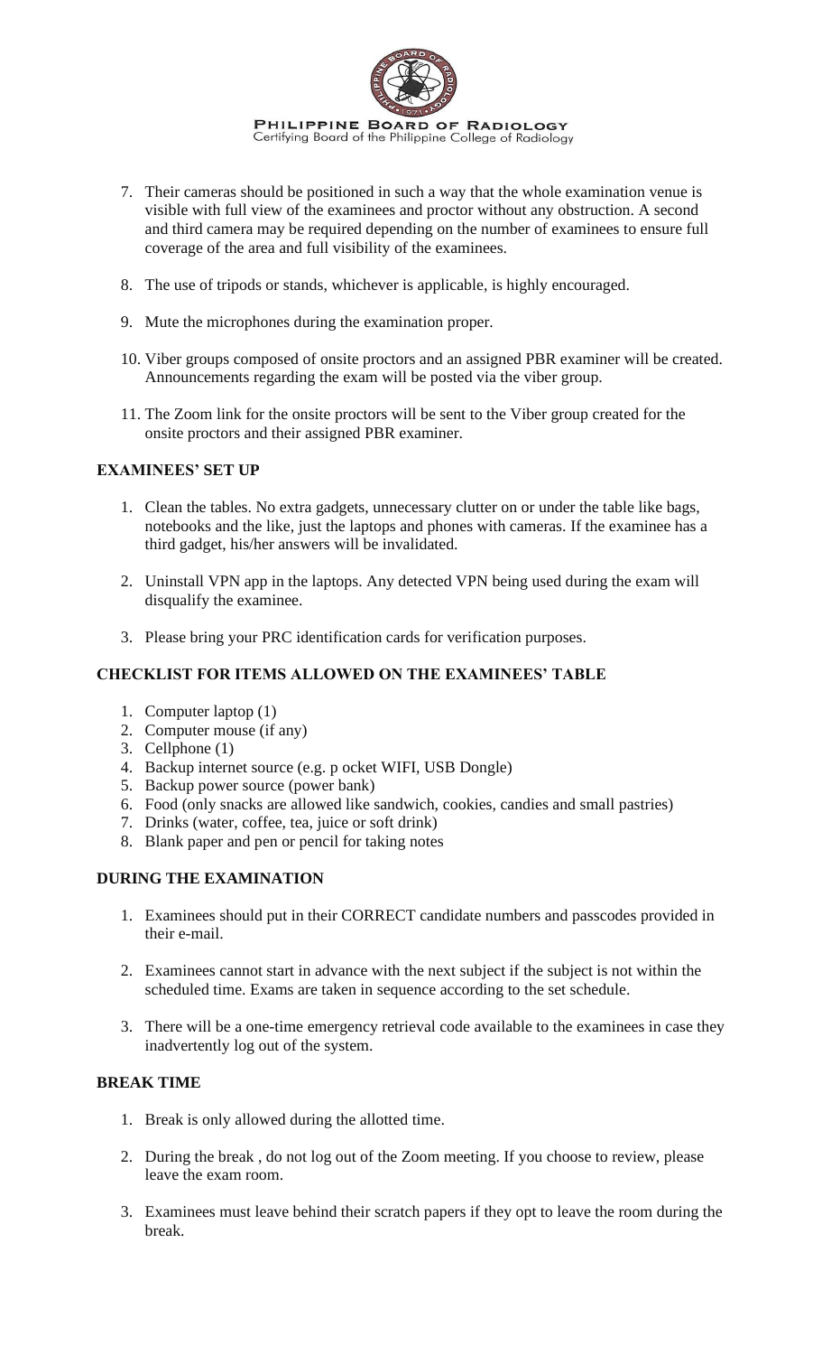7. Their cameras should be positioned in such a way that the whole examination venue is visible with full view of the examinees and proctor without any obstruction. A second and third camera may be required depending on the number of examinees to ensure full coverage of the area and full visibility of the examinees.

8. The use of tripods or stands, whichever is applicable, is highly encouraged.

9. Mute the microphones during the examination proper.

10. Viber groups composed of onsite proctors and an assigned PBR examiner will be created. Announcements regarding the exam will be posted via the viber group.

11. The Zoom link for the onsite proctors will be sent to the Viber group created for the onsite proctors and their assigned PBR examiner.

### EXAMINEES' SET UP

1. Clean the tables. No extra gadgets, unnecessary clutter on or under the table like bags, notebooks and the like, just the laptops and phones with cameras. If the examinee has a third gadget, his/her answers will be invalidated.

2. Uninstall VPN app in the laptops. Any detected VPN being used during the exam will disqualify the examinee.

3. Please bring your PRC identification cards for verification purposes.

### CHECKLIST FOR ITEMS ALLOWED ON THE EXAMINEES' TABLE

1. Computer laptop (1)
2. Computer mouse (if any)
3. Cellphone (1)
4. Backup internet source (e.g. p ocket WIFI, USB Dongle)
5. Backup power source (power bank)
6. Food (only snacks are allowed like sandwich, cookies, candies and small pastries)
7. Drinks (water, coffee, tea, juice or soft drink)
8. Blank paper and pen or pencil for taking notes

### DURING THE EXAMINATION

1. Examinees should put in their CORRECT candidate numbers and passcodes provided in their e-mail.

2. Examinees cannot start in advance with the next subject if the subject is not within the scheduled time. Exams are taken in sequence according to the set schedule.

3. There will be a one-time emergency retrieval code available to the examinees in case they inadvertently log out of the system.

### BREAK TIME

1. Break is only allowed during the allotted time.

2. During the break , do not log out of the Zoom meeting. If you choose to review, please leave the exam room.

3. Examinees must leave behind their scratch papers if they opt to leave the room during the break.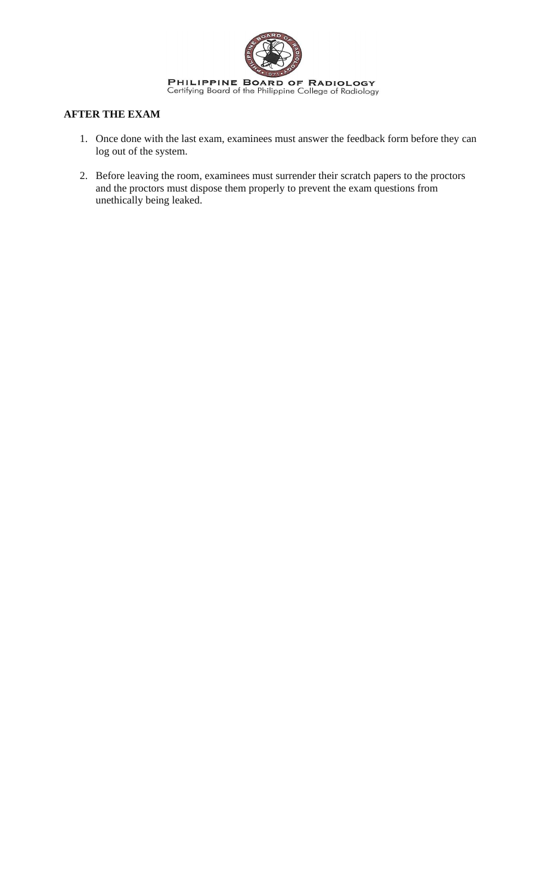## AFTER THE EXAM

1. Once done with the last exam, examinees must answer the feedback form before they can log out of the system.

2. Before leaving the room, examinees must surrender their scratch papers to the proctors and the proctors must dispose them properly to prevent the exam questions from unethically being leaked.